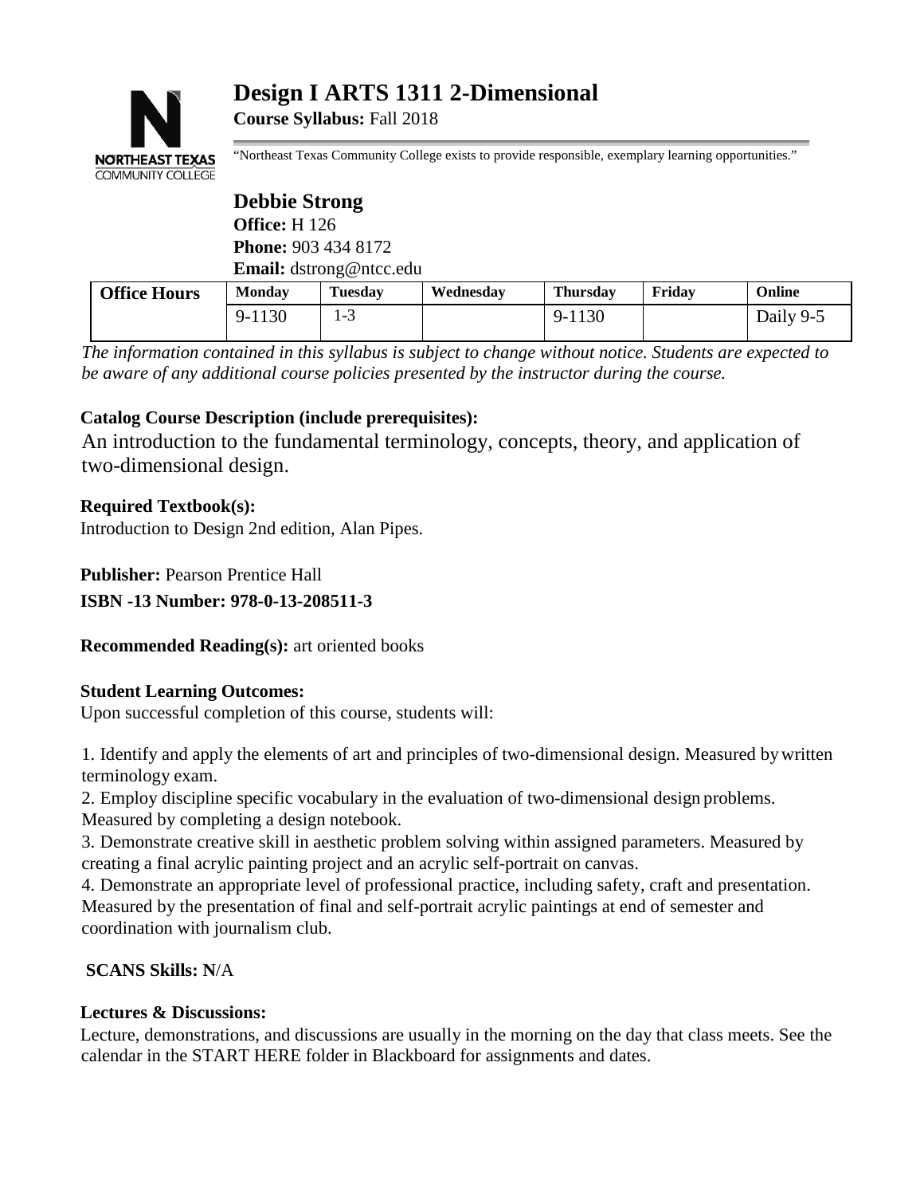# Design I ARTS 1311 2-Dimensional

**Course Syllabus:** Fall 2018

"Northeast Texas Community College exists to provide responsible, exemplary learning opportunities."

## Debbie Strong

**Office:** H 126
**Phone:** 903 434 8172
**Email:** dstrong@ntcc.edu

| Office Hours | Monday | Tuesday | Wednesday | Thursday | Friday | Online |
|---|---|---|---|---|---|---|
| | 9-1130 | 1-3 | | 9-1130 | | Daily 9-5 |

*The information contained in this syllabus is subject to change without notice. Students are expected to be aware of any additional course policies presented by the instructor during the course.*

**Catalog Course Description (include prerequisites):**

An introduction to the fundamental terminology, concepts, theory, and application of two-dimensional design.

**Required Textbook(s):**

Introduction to Design 2nd edition, Alan Pipes.

**Publisher:** Pearson Prentice Hall

**ISBN -13 Number: 978-0-13-208511-3**

**Recommended Reading(s):** art oriented books

**Student Learning Outcomes:**

Upon successful completion of this course, students will:

1. Identify and apply the elements of art and principles of two-dimensional design. Measured by written terminology exam.
2. Employ discipline specific vocabulary in the evaluation of two-dimensional design problems. Measured by completing a design notebook.
3. Demonstrate creative skill in aesthetic problem solving within assigned parameters. Measured by creating a final acrylic painting project and an acrylic self-portrait on canvas.
4. Demonstrate an appropriate level of professional practice, including safety, craft and presentation. Measured by the presentation of final and self-portrait acrylic paintings at end of semester and coordination with journalism club.

**SCANS Skills: N**/A

**Lectures & Discussions:**

Lecture, demonstrations, and discussions are usually in the morning on the day that class meets. See the calendar in the START HERE folder in Blackboard for assignments and dates.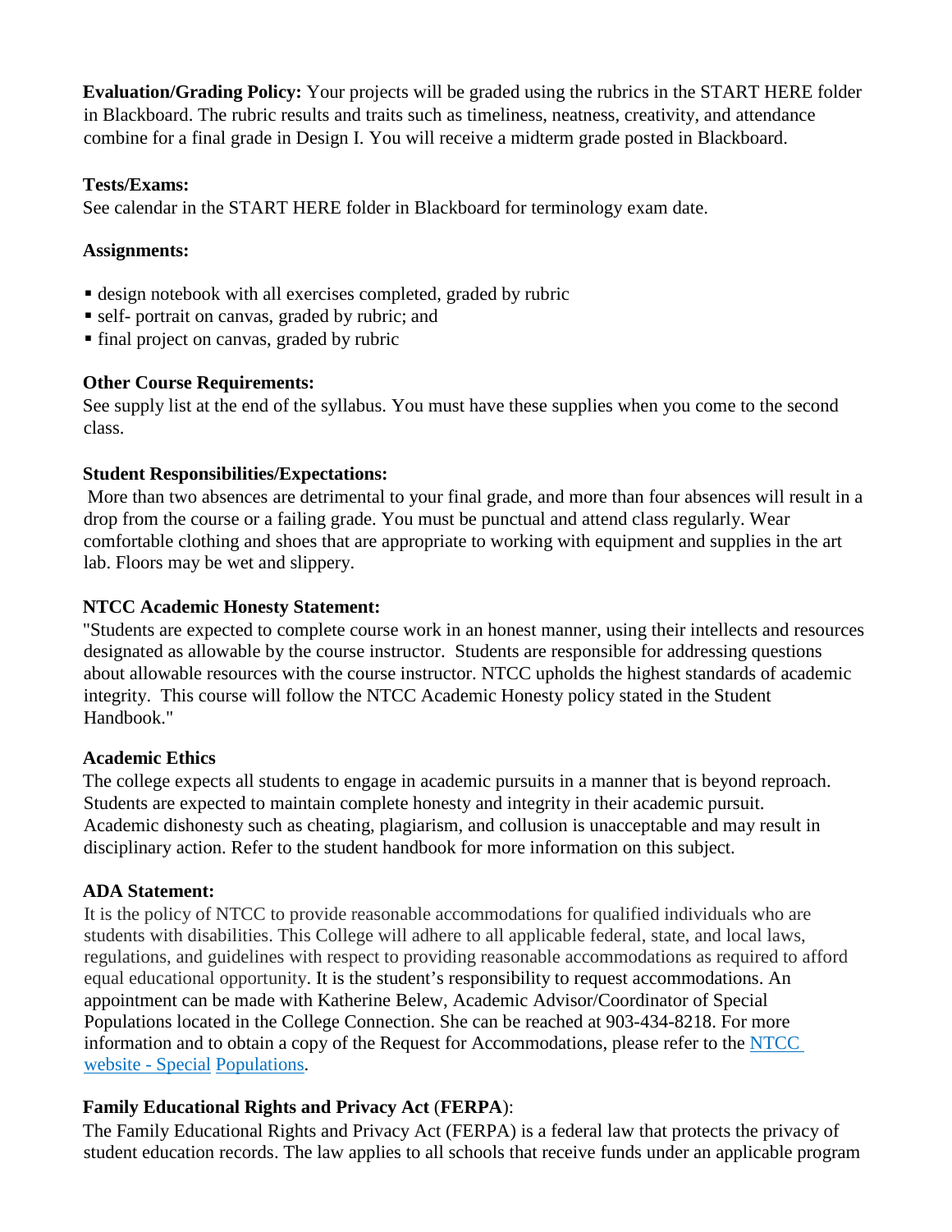**Evaluation/Grading Policy:** Your projects will be graded using the rubrics in the START HERE folder in Blackboard. The rubric results and traits such as timeliness, neatness, creativity, and attendance combine for a final grade in Design I. You will receive a midterm grade posted in Blackboard.

**Tests/Exams:**
See calendar in the START HERE folder in Blackboard for terminology exam date.

**Assignments:**

- design notebook with all exercises completed, graded by rubric
- self- portrait on canvas, graded by rubric; and
- final project on canvas, graded by rubric

**Other Course Requirements:**
See supply list at the end of the syllabus. You must have these supplies when you come to the second class.

**Student Responsibilities/Expectations:**
More than two absences are detrimental to your final grade, and more than four absences will result in a drop from the course or a failing grade. You must be punctual and attend class regularly. Wear comfortable clothing and shoes that are appropriate to working with equipment and supplies in the art lab. Floors may be wet and slippery.

**NTCC Academic Honesty Statement:**
"Students are expected to complete course work in an honest manner, using their intellects and resources designated as allowable by the course instructor. Students are responsible for addressing questions about allowable resources with the course instructor. NTCC upholds the highest standards of academic integrity. This course will follow the NTCC Academic Honesty policy stated in the Student Handbook."

**Academic Ethics**
The college expects all students to engage in academic pursuits in a manner that is beyond reproach. Students are expected to maintain complete honesty and integrity in their academic pursuit. Academic dishonesty such as cheating, plagiarism, and collusion is unacceptable and may result in disciplinary action. Refer to the student handbook for more information on this subject.

**ADA Statement:**
It is the policy of NTCC to provide reasonable accommodations for qualified individuals who are students with disabilities. This College will adhere to all applicable federal, state, and local laws, regulations, and guidelines with respect to providing reasonable accommodations as required to afford equal educational opportunity. It is the student's responsibility to request accommodations. An appointment can be made with Katherine Belew, Academic Advisor/Coordinator of Special Populations located in the College Connection. She can be reached at 903-434-8218. For more information and to obtain a copy of the Request for Accommodations, please refer to the [NTCC website - Special Populations](#).

**Family Educational Rights and Privacy Act (FERPA)**:
The Family Educational Rights and Privacy Act (FERPA) is a federal law that protects the privacy of student education records. The law applies to all schools that receive funds under an applicable program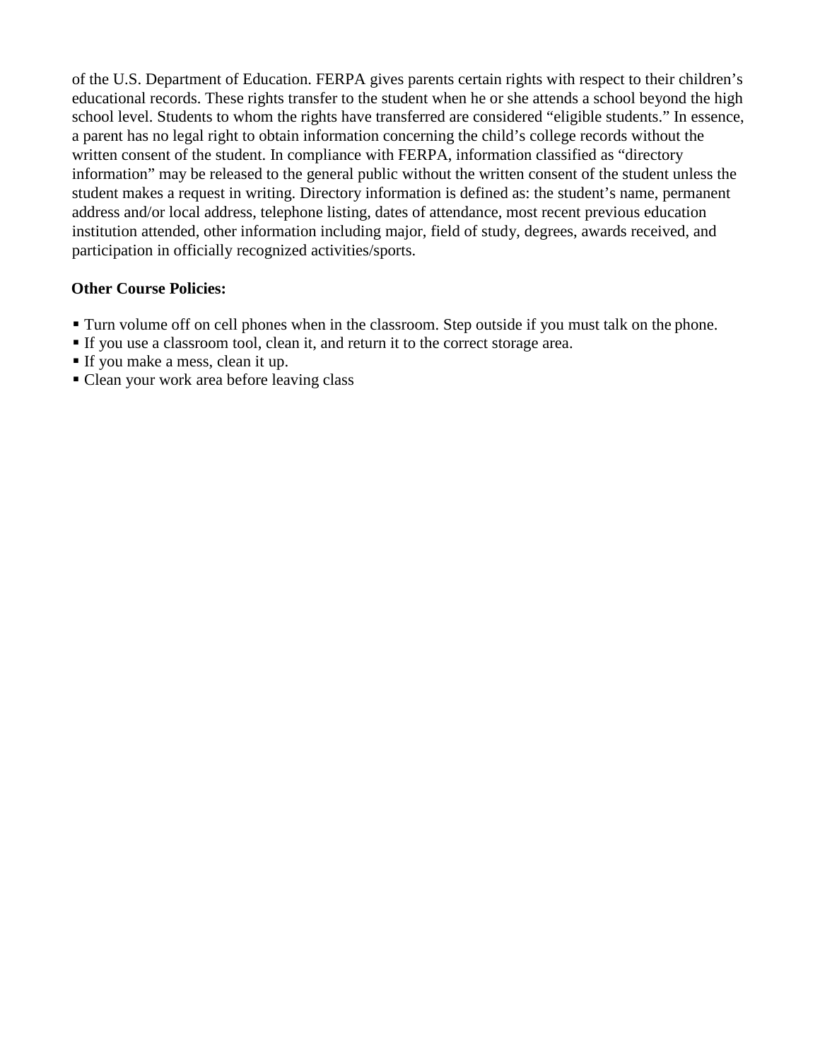of the U.S. Department of Education. FERPA gives parents certain rights with respect to their children's educational records. These rights transfer to the student when he or she attends a school beyond the high school level. Students to whom the rights have transferred are considered "eligible students." In essence, a parent has no legal right to obtain information concerning the child's college records without the written consent of the student. In compliance with FERPA, information classified as "directory information" may be released to the general public without the written consent of the student unless the student makes a request in writing. Directory information is defined as: the student's name, permanent address and/or local address, telephone listing, dates of attendance, most recent previous education institution attended, other information including major, field of study, degrees, awards received, and participation in officially recognized activities/sports.

**Other Course Policies:**

- Turn volume off on cell phones when in the classroom. Step outside if you must talk on the phone.
- If you use a classroom tool, clean it, and return it to the correct storage area.
- If you make a mess, clean it up.
- Clean your work area before leaving class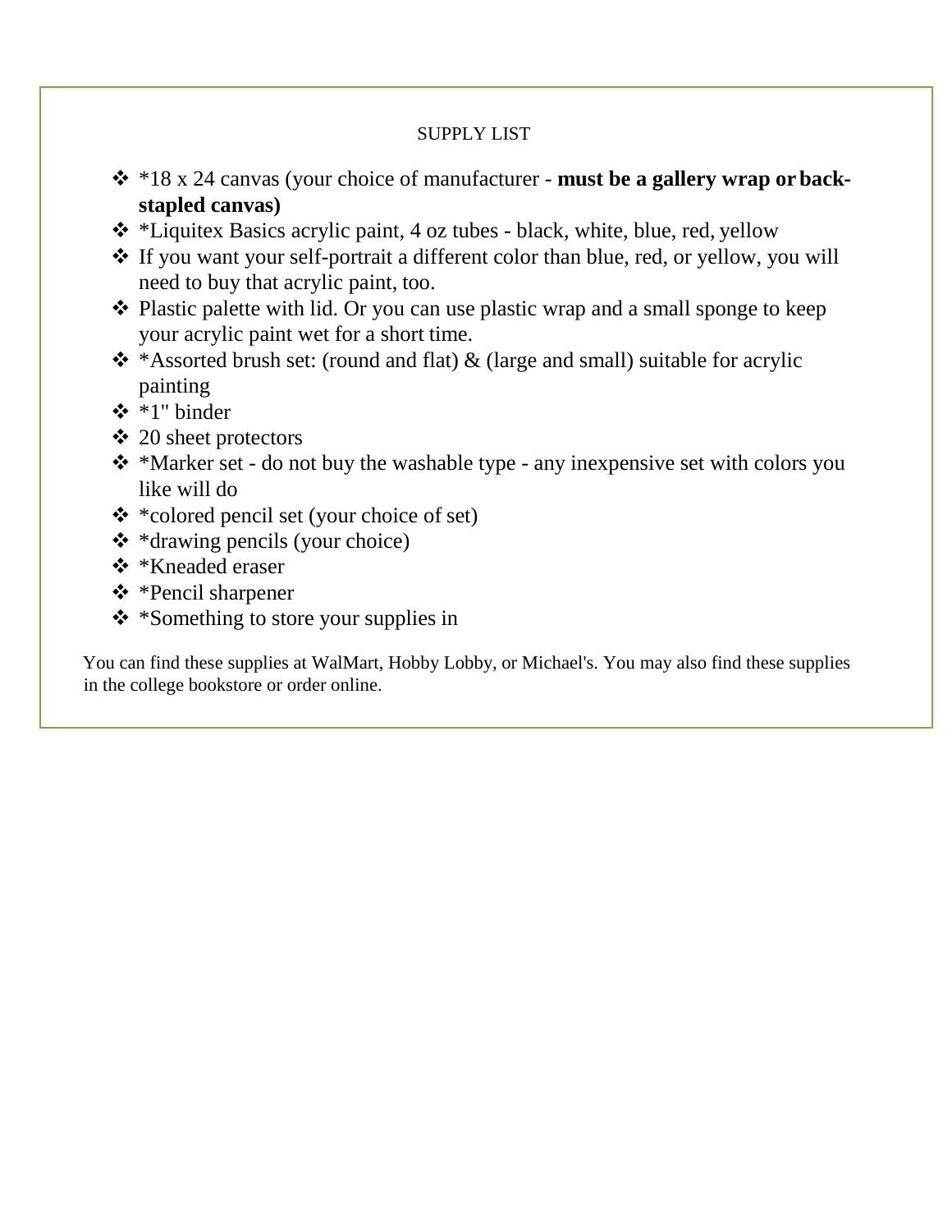SUPPLY LIST

- *18 x 24 canvas (your choice of manufacturer - **must be a gallery wrap or back-stapled canvas)**
- *Liquitex Basics acrylic paint, 4 oz tubes - black, white, blue, red, yellow
- If you want your self-portrait a different color than blue, red, or yellow, you will need to buy that acrylic paint, too.
- Plastic palette with lid. Or you can use plastic wrap and a small sponge to keep your acrylic paint wet for a short time.
- *Assorted brush set: (round and flat) & (large and small) suitable for acrylic painting
- *1" binder
- 20 sheet protectors
- *Marker set - do not buy the washable type - any inexpensive set with colors you like will do
- *colored pencil set (your choice of set)
- *drawing pencils (your choice)
- *Kneaded eraser
- *Pencil sharpener
- *Something to store your supplies in

You can find these supplies at WalMart, Hobby Lobby, or Michael's. You may also find these supplies in the college bookstore or order online.